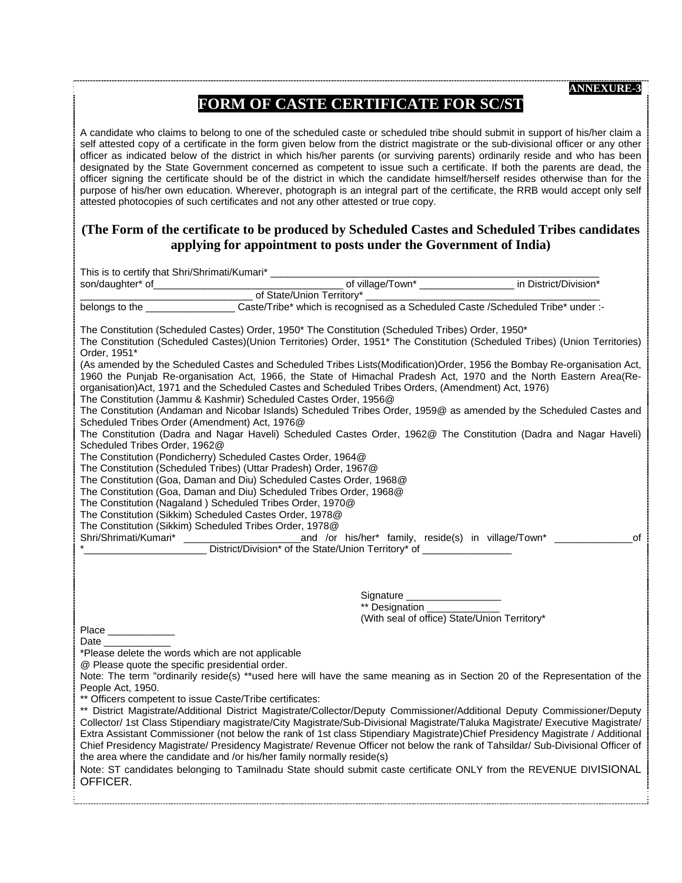**ANNEXURE-3**

# FORM OF CASTE CERTIFICATE FOR SC/ST

A candidate who claims to belong to one of the scheduled caste or scheduled tribe should submit in support of his/her claim a self attested copy of a certificate in the form given below from the district magistrate or the sub-divisional officer or any other officer as indicated below of the district in which his/her parents (or surviving parents) ordinarily reside and who has been designated by the State Government concerned as competent to issue such a certificate. If both the parents are dead, the officer signing the certificate should be of the district in which the candidate himself/herself resides otherwise than for the purpose of his/her own education. Wherever, photograph is an integral part of the certificate, the RRB would accept only self attested photocopies of such certificates and not any other attested or true copy.

## (The Form of the certificate to be produced by Scheduled Castes and Scheduled Tribes candidates applying for appointment to posts under the Government of India)

This is to certify that Shri/Shrimati/Kumari* ________________________________________________________ son/daughter* of___________________________________ of village/Town* _________________ in District/Division* ______________________________ of State/Union Territory* _______________________________________ belongs to the ________________ Caste/Tribe* which is recognised as a Scheduled Caste /Scheduled Tribe* under :-

The Constitution (Scheduled Castes) Order, 1950* The Constitution (Scheduled Tribes) Order, 1950*
The Constitution (Scheduled Castes)(Union Territories) Order, 1951* The Constitution (Scheduled Tribes) (Union Territories) Order, 1951*
(As amended by the Scheduled Castes and Scheduled Tribes Lists(Modification)Order, 1956 the Bombay Re-organisation Act, 1960 the Punjab Re-organisation Act, 1966, the State of Himachal Pradesh Act, 1970 and the North Eastern Area(Re-organisation)Act, 1971 and the Scheduled Castes and Scheduled Tribes Orders, (Amendment) Act, 1976)
The Constitution (Jammu & Kashmir) Scheduled Castes Order, 1956@
The Constitution (Andaman and Nicobar Islands) Scheduled Tribes Order, 1959@ as amended by the Scheduled Castes and Scheduled Tribes Order (Amendment) Act, 1976@
The Constitution (Dadra and Nagar Haveli) Scheduled Castes Order, 1962@ The Constitution (Dadra and Nagar Haveli) Scheduled Tribes Order, 1962@
The Constitution (Pondicherry) Scheduled Castes Order, 1964@
The Constitution (Scheduled Tribes) (Uttar Pradesh) Order, 1967@
The Constitution (Goa, Daman and Diu) Scheduled Castes Order, 1968@
The Constitution (Goa, Daman and Diu) Scheduled Tribes Order, 1968@
The Constitution (Nagaland ) Scheduled Tribes Order, 1970@
The Constitution (Sikkim) Scheduled Castes Order, 1978@
The Constitution (Sikkim) Scheduled Tribes Order, 1978@
Shri/Shrimati/Kumari* _____________________and /or his/her* family, reside(s) in village/Town* ______________of *______________________ District/Division* of the State/Union Territory* of ________________

Signature _________________
** Designation _____________
(With seal of office) State/Union Territory*

Place ____________
Date ____________

*Please delete the words which are not applicable
@ Please quote the specific presidential order.
Note: The term "ordinarily reside(s) **used here will have the same meaning as in Section 20 of the Representation of the People Act, 1950.
** Officers competent to issue Caste/Tribe certificates:
** District Magistrate/Additional District Magistrate/Collector/Deputy Commissioner/Additional Deputy Commissioner/Deputy Collector/ 1st Class Stipendiary magistrate/City Magistrate/Sub-Divisional Magistrate/Taluka Magistrate/ Executive Magistrate/ Extra Assistant Commissioner (not below the rank of 1st class Stipendiary Magistrate)Chief Presidency Magistrate / Additional Chief Presidency Magistrate/ Presidency Magistrate/ Revenue Officer not below the rank of Tahsildar/ Sub-Divisional Officer of the area where the candidate and /or his/her family normally reside(s)

Note: ST candidates belonging to Tamilnadu State should submit caste certificate ONLY from the REVENUE DIVISIONAL OFFICER.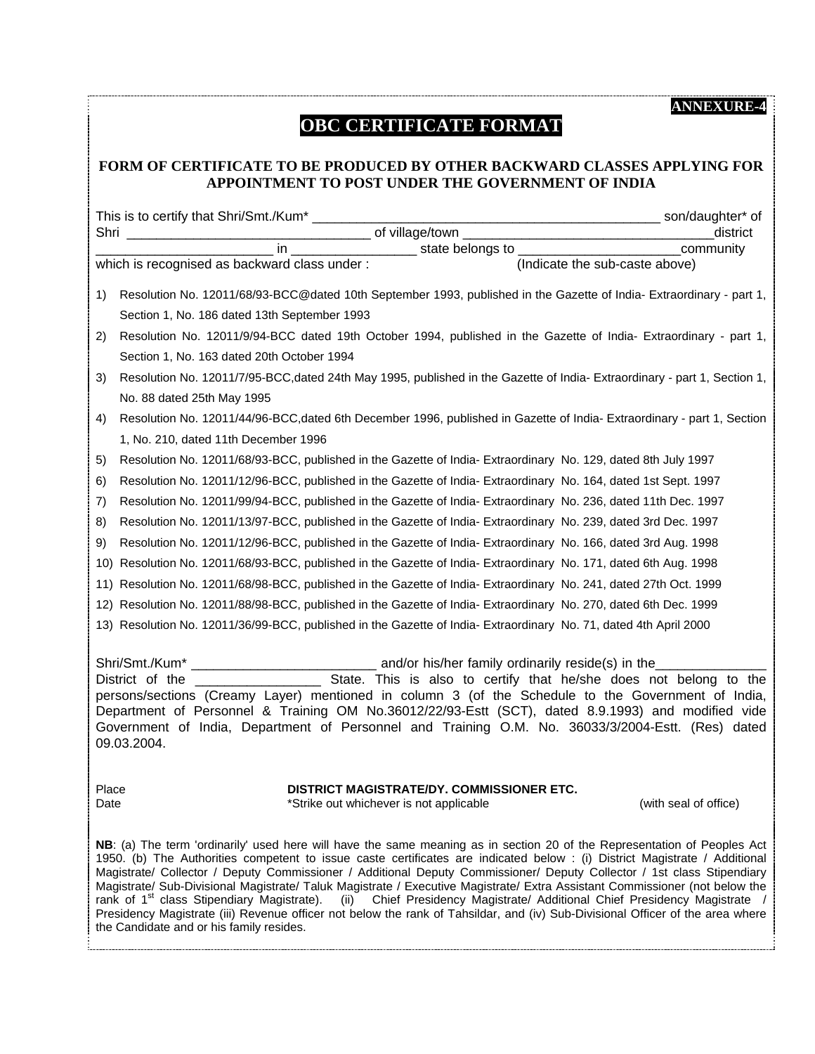**ANNEXURE-4**

# OBC CERTIFICATE FORMAT

## FORM OF CERTIFICATE TO BE PRODUCED BY OTHER BACKWARD CLASSES APPLYING FOR APPOINTMENT TO POST UNDER THE GOVERNMENT OF INDIA

This is to certify that Shri/Smt./Kum* ______________________________________________ son/daughter* of Shri ________________________________ of village/town ________________________________district _______________________ in ________________ state belongs to _____________________community which is recognised as backward class under : (Indicate the sub-caste above)

1) Resolution No. 12011/68/93-BCC@dated 10th September 1993, published in the Gazette of India- Extraordinary - part 1, Section 1, No. 186 dated 13th September 1993
2) Resolution No. 12011/9/94-BCC dated 19th October 1994, published in the Gazette of India- Extraordinary - part 1, Section 1, No. 163 dated 20th October 1994
3) Resolution No. 12011/7/95-BCC,dated 24th May 1995, published in the Gazette of India- Extraordinary - part 1, Section 1, No. 88 dated 25th May 1995
4) Resolution No. 12011/44/96-BCC,dated 6th December 1996, published in Gazette of India- Extraordinary - part 1, Section 1, No. 210, dated 11th December 1996
5) Resolution No. 12011/68/93-BCC, published in the Gazette of India- Extraordinary No. 129, dated 8th July 1997
6) Resolution No. 12011/12/96-BCC, published in the Gazette of India- Extraordinary No. 164, dated 1st Sept. 1997
7) Resolution No. 12011/99/94-BCC, published in the Gazette of India- Extraordinary No. 236, dated 11th Dec. 1997
8) Resolution No. 12011/13/97-BCC, published in the Gazette of India- Extraordinary No. 239, dated 3rd Dec. 1997
9) Resolution No. 12011/12/96-BCC, published in the Gazette of India- Extraordinary No. 166, dated 3rd Aug. 1998
10) Resolution No. 12011/68/93-BCC, published in the Gazette of India- Extraordinary No. 171, dated 6th Aug. 1998
11) Resolution No. 12011/68/98-BCC, published in the Gazette of India- Extraordinary No. 241, dated 27th Oct. 1999
12) Resolution No. 12011/88/98-BCC, published in the Gazette of India- Extraordinary No. 270, dated 6th Dec. 1999
13) Resolution No. 12011/36/99-BCC, published in the Gazette of India- Extraordinary No. 71, dated 4th April 2000

Shri/Smt./Kum* ________________________ and/or his/her family ordinarily reside(s) in the______________ District of the ________________ State. This is also to certify that he/she does not belong to the persons/sections (Creamy Layer) mentioned in column 3 (of the Schedule to the Government of India, Department of Personnel & Training OM No.36012/22/93-Estt (SCT), dated 8.9.1993) and modified vide Government of India, Department of Personnel and Training O.M. No. 36033/3/2004-Estt. (Res) dated 09.03.2004.

Place **DISTRICT MAGISTRATE/DY. COMMISSIONER ETC.**

Date *Strike out whichever is not applicable (with seal of office)

**NB**: (a) The term 'ordinarily' used here will have the same meaning as in section 20 of the Representation of Peoples Act 1950. (b) The Authorities competent to issue caste certificates are indicated below : (i) District Magistrate / Additional Magistrate/ Collector / Deputy Commissioner / Additional Deputy Commissioner/ Deputy Collector / 1st class Stipendiary Magistrate/ Sub-Divisional Magistrate/ Taluk Magistrate / Executive Magistrate/ Extra Assistant Commissioner (not below the rank of 1st class Stipendiary Magistrate). (ii) Chief Presidency Magistrate/ Additional Chief Presidency Magistrate / Presidency Magistrate (iii) Revenue officer not below the rank of Tahsildar, and (iv) Sub-Divisional Officer of the area where the Candidate and or his family resides.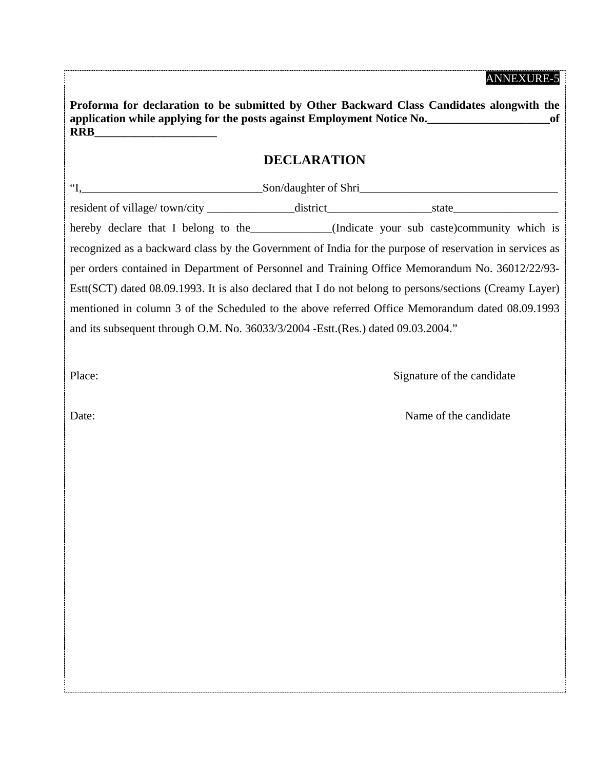ANNEXURE-5

**Proforma for declaration to be submitted by Other Backward Class Candidates alongwith the application while applying for the posts against Employment Notice No.\_\_\_\_\_\_\_\_\_\_\_\_\_\_\_\_\_\_\_\_\_of RRB\_\_\_\_\_\_\_\_\_\_\_\_\_\_\_\_\_\_\_\_\_**

## DECLARATION

"I,\_\_\_\_\_\_\_\_\_\_\_\_\_\_\_\_\_\_\_\_\_\_\_\_\_\_\_\_\_\_\_Son/daughter of Shri\_\_\_\_\_\_\_\_\_\_\_\_\_\_\_\_\_\_\_\_\_\_\_\_\_\_\_\_\_\_\_\_\_\_ resident of village/ town/city \_\_\_\_\_\_\_\_\_\_\_\_\_\_\_district\_\_\_\_\_\_\_\_\_\_\_\_\_\_\_\_\_\_state\_\_\_\_\_\_\_\_\_\_\_\_\_\_\_\_\_\_ hereby declare that I belong to the\_\_\_\_\_\_\_\_\_\_\_\_\_\_(Indicate your sub caste)community which is recognized as a backward class by the Government of India for the purpose of reservation in services as per orders contained in Department of Personnel and Training Office Memorandum No. 36012/22/93-Estt(SCT) dated 08.09.1993. It is also declared that I do not belong to persons/sections (Creamy Layer) mentioned in column 3 of the Scheduled to the above referred Office Memorandum dated 08.09.1993 and its subsequent through O.M. No. 36033/3/2004 -Estt.(Res.) dated 09.03.2004."

Place: Signature of the candidate

Date: Name of the candidate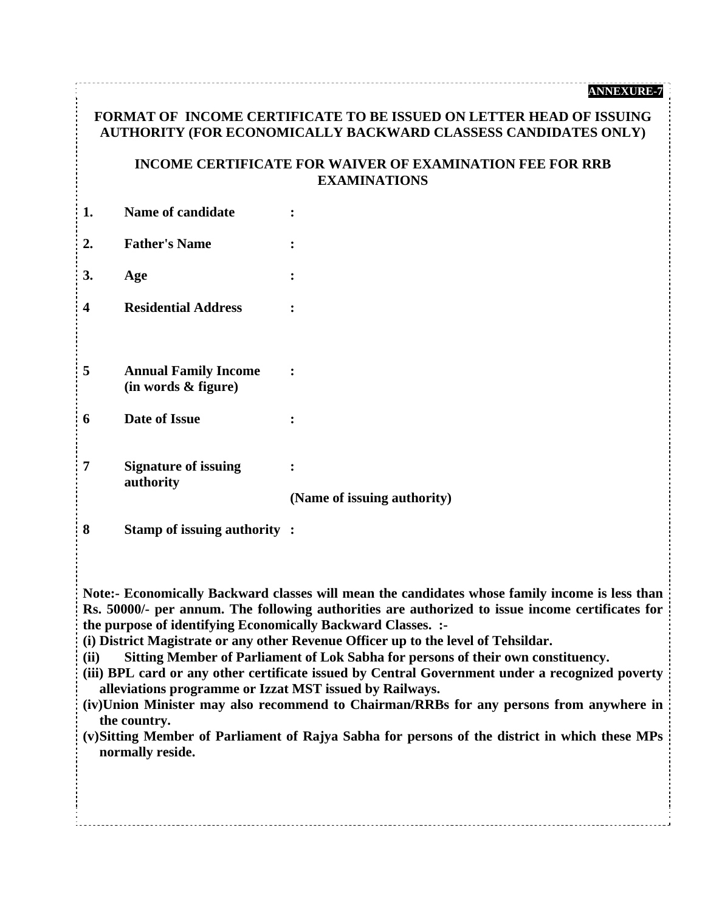**ANNEXURE-7**

## FORMAT OF INCOME CERTIFICATE TO BE ISSUED ON LETTER HEAD OF ISSUING AUTHORITY (FOR ECONOMICALLY BACKWARD CLASSESS CANDIDATES ONLY)

### INCOME CERTIFICATE FOR WAIVER OF EXAMINATION FEE FOR RRB EXAMINATIONS

| | | |
|---|---|---|
| **1.** | **Name of candidate** | **:** |
| **2.** | **Father's Name** | **:** |
| **3.** | **Age** | **:** |
| **4** | **Residential Address** | **:** |
| **5** | **Annual Family Income (in words & figure)** | **:** |
| **6** | **Date of Issue** | **:** |
| **7** | **Signature of issuing authority** | **:** <br> **(Name of issuing authority)** |
| **8** | **Stamp of issuing authority** | **:** |

**Note:- Economically Backward classes will mean the candidates whose family income is less than Rs. 50000/- per annum. The following authorities are authorized to issue income certificates for the purpose of identifying Economically Backward Classes. :-**

**(i) District Magistrate or any other Revenue Officer up to the level of Tehsildar.**

**(ii) Sitting Member of Parliament of Lok Sabha for persons of their own constituency.**

**(iii) BPL card or any other certificate issued by Central Government under a recognized poverty alleviations programme or Izzat MST issued by Railways.**

**(iv) Union Minister may also recommend to Chairman/RRBs for any persons from anywhere in the country.**

**(v) Sitting Member of Parliament of Rajya Sabha for persons of the district in which these MPs normally reside.**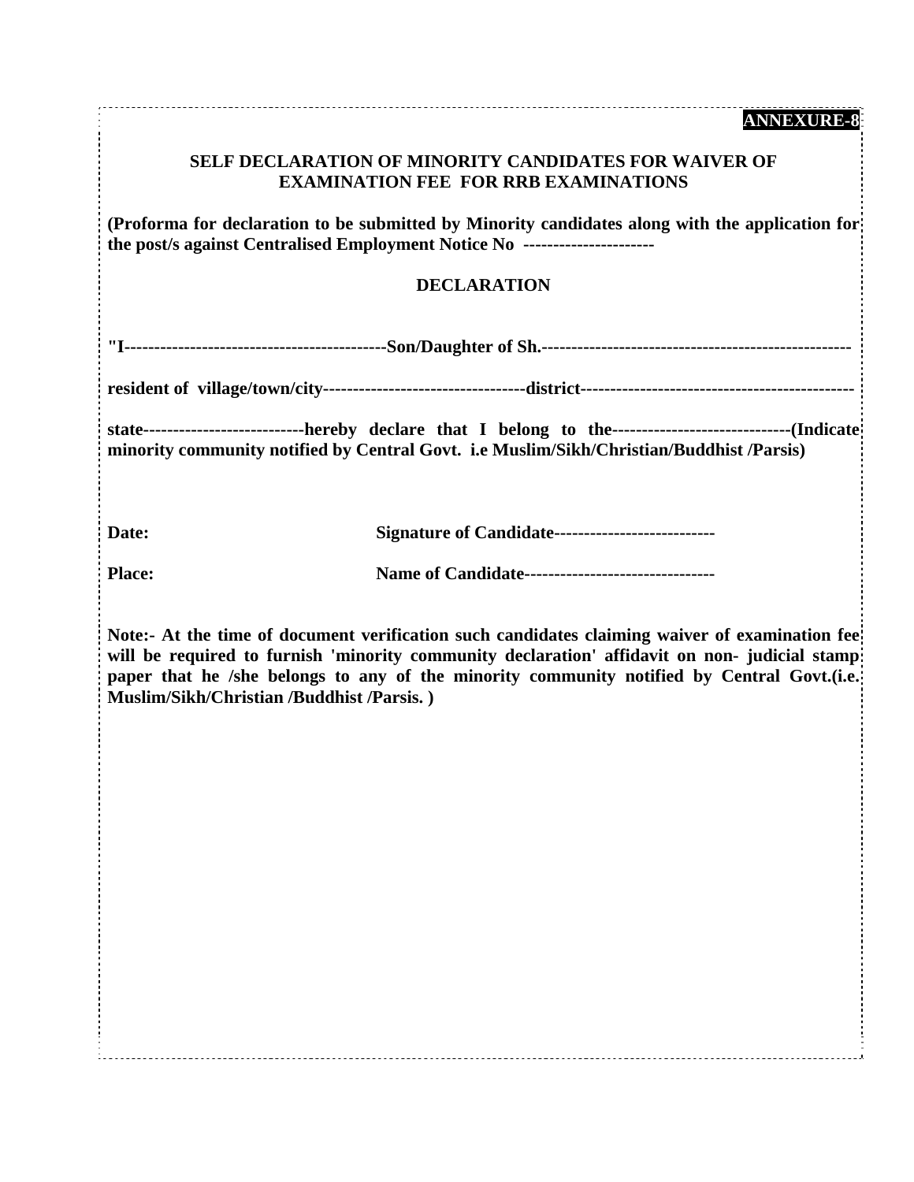**ANNEXURE-8**

## SELF DECLARATION OF MINORITY CANDIDATES FOR WAIVER OF EXAMINATION FEE FOR RRB EXAMINATIONS

**(Proforma for declaration to be submitted by Minority candidates along with the application for the post/s against Centralised Employment Notice No ---------------------**

### DECLARATION

**"I-------------------------------------------Son/Daughter of Sh.---------------------------------------------------**

**resident of village/town/city---------------------------------district--------------------------------------------**

**state--------------------------hereby declare that I belong to the-----------------------------(Indicate minority community notified by Central Govt. i.e Muslim/Sikh/Christian/Buddhist /Parsis)**

**Date:** **Signature of Candidate--------------------------**

**Place:** **Name of Candidate-------------------------------**

**Note:- At the time of document verification such candidates claiming waiver of examination fee will be required to furnish 'minority community declaration' affidavit on non- judicial stamp paper that he /she belongs to any of the minority community notified by Central Govt.(i.e. Muslim/Sikh/Christian /Buddhist /Parsis. )**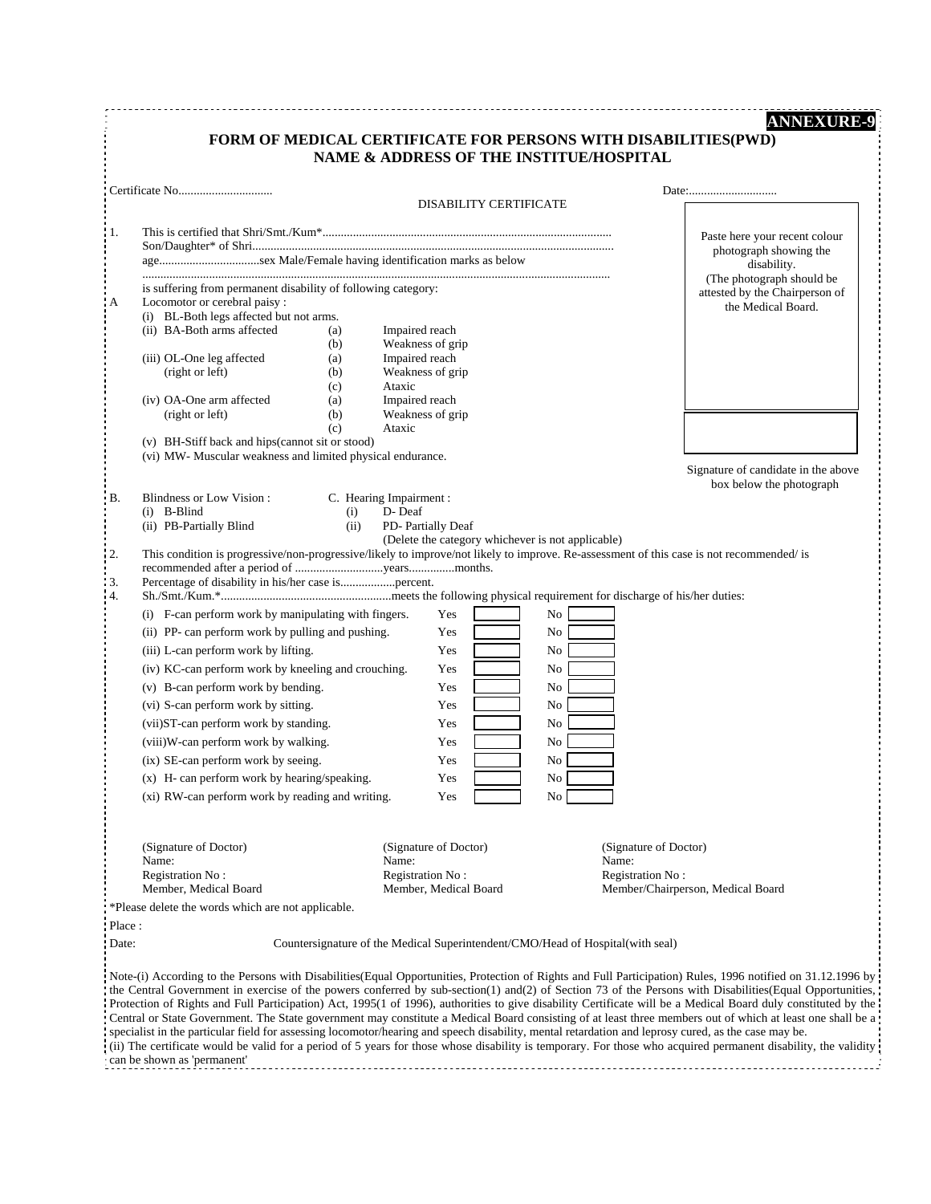**ANNEXURE-9**

# FORM OF MEDICAL CERTIFICATE FOR PERSONS WITH DISABILITIES(PWD)
## NAME & ADDRESS OF THE INSTIUE/HOSPITAL

Certificate No...............................

Date:.............................

DISABILITY CERTIFICATE

Paste here your recent colour photograph showing the disability.
(The photograph should be attested by the Chairperson of the Medical Board.

Signature of candidate in the above box below the photograph

1. This is certified that Shri/Smt./Kum*..............................................................................................
Son/Daughter* of Shri.......................................................................................................................
age.................................sex Male/Female having identification marks as below
...........................................................................................................................................................
is suffering from permanent disability of following category:

A Locomotor or cerebral paisy :
(i) BL-Both legs affected but not arms.
(ii) BA-Both arms affected (a) Impaired reach (b) Weakness of grip
(iii) OL-One leg affected (right or left) (a) Impaired reach (b) Weakness of grip (c) Ataxic
(iv) OA-One arm affected (right or left) (a) Impaired reach (b) Weakness of grip (c) Ataxic
(v) BH-Stiff back and hips(cannot sit or stood)
(vi) MW- Muscular weakness and limited physical endurance.

B. Blindness or Low Vision :
(i) B-Blind
(ii) PB-Partially Blind

C. Hearing Impairment :
(i) D- Deaf
(ii) PD- Partially Deaf

(Delete the category whichever is not applicable)

2. This condition is progressive/non-progressive/likely to improve/not likely to improve. Re-assessment of this case is not recommended/ is recommended after a period of .............................years...............months.

3. Percentage of disability in his/her case is..................percent.

4. Sh./Smt./Kum.*........................................................meets the following physical requirement for discharge of his/her duties:

| | | | | |
|---|---|---|---|---|
| (i) F-can perform work by manipulating with fingers. | Yes | | No | |
| (ii) PP- can perform work by pulling and pushing. | Yes | | No | |
| (iii) L-can perform work by lifting. | Yes | | No | |
| (iv) KC-can perform work by kneeling and crouching. | Yes | | No | |
| (v) B-can perform work by bending. | Yes | | No | |
| (vi) S-can perform work by sitting. | Yes | | No | |
| (vii)ST-can perform work by standing. | Yes | | No | |
| (viii)W-can perform work by walking. | Yes | | No | |
| (ix) SE-can perform work by seeing. | Yes | | No | |
| (x) H- can perform work by hearing/speaking. | Yes | | No | |
| (xi) RW-can perform work by reading and writing. | Yes | | No | |

| | | |
|---|---|---|
| (Signature of Doctor) | (Signature of Doctor) | (Signature of Doctor) |
| Name: | Name: | Name: |
| Registration No : | Registration No : | Registration No : |
| Member, Medical Board | Member, Medical Board | Member/Chairperson, Medical Board |

*Please delete the words which are not applicable.

Place :

Date: Countersignature of the Medical Superintendent/CMO/Head of Hospital(with seal)

Note-(i) According to the Persons with Disabilities(Equal Opportunities, Protection of Rights and Full Participation) Rules, 1996 notified on 31.12.1996 by the Central Government in exercise of the powers conferred by sub-section(1) and(2) of Section 73 of the Persons with Disabilities(Equal Opportunities, Protection of Rights and Full Participation) Act, 1995(1 of 1996), authorities to give disability Certificate will be a Medical Board duly constituted by the Central or State Government. The State government may constitute a Medical Board consisting of at least three members out of which at least one shall be a specialist in the particular field for assessing locomotor/hearing and speech disability, mental retardation and leprosy cured, as the case may be.
(ii) The certificate would be valid for a period of 5 years for those whose disability is temporary. For those who acquired permanent disability, the validity can be shown as 'permanent'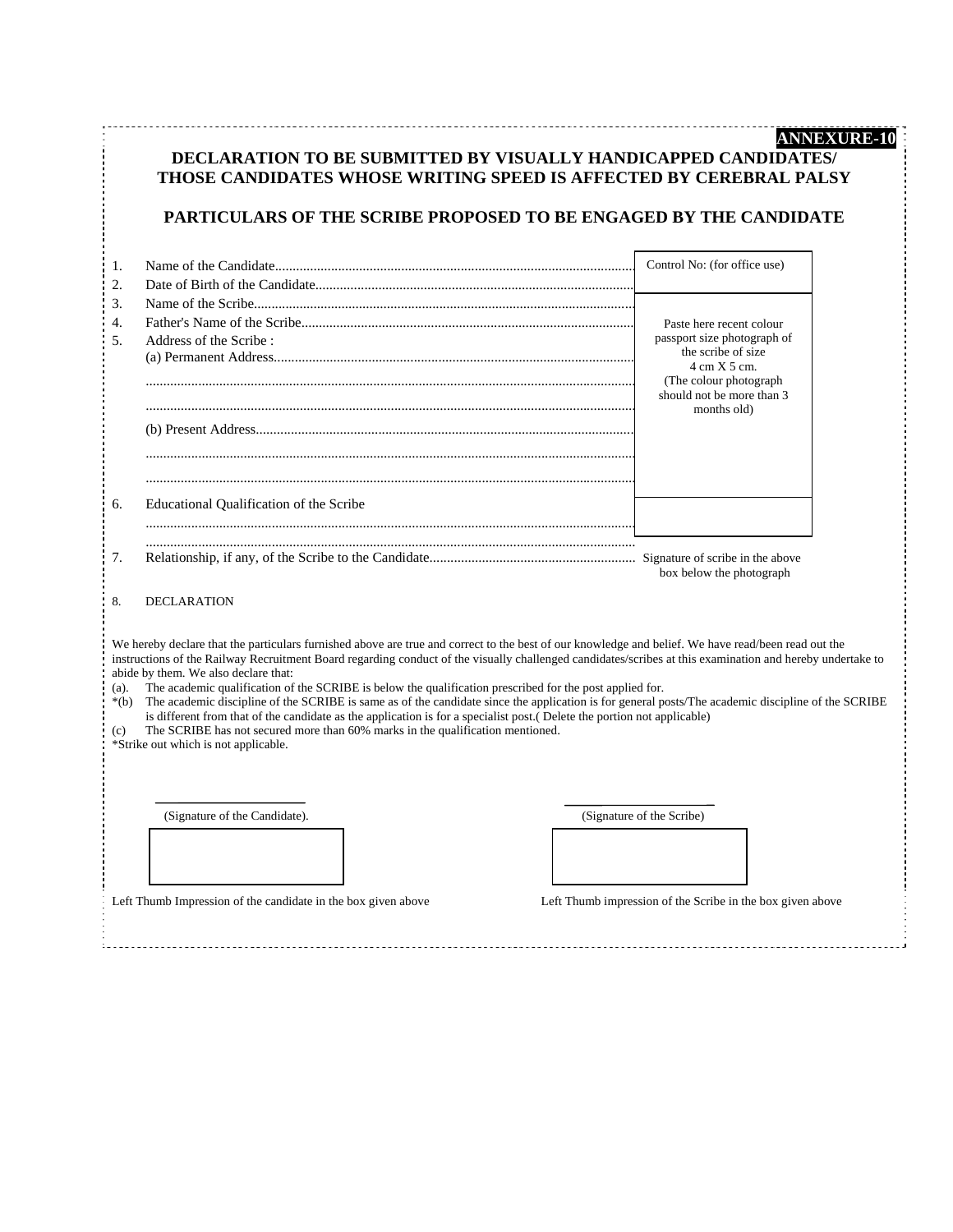**ANNEXURE-10**

# DECLARATION TO BE SUBMITTED BY VISUALLY HANDICAPPED CANDIDATES/ THOSE CANDIDATES WHOSE WRITING SPEED IS AFFECTED BY CEREBRAL PALSY

## PARTICULARS OF THE SCRIBE PROPOSED TO BE ENGAGED BY THE CANDIDATE

Control No: (for office use)

Paste here recent colour passport size photograph of the scribe of size 4 cm X 5 cm. (The colour photograph should not be more than 3 months old)

1. Name of the Candidate.......................................................................................................
2. Date of Birth of the Candidate...........................................................................................
3. Name of the Scribe.............................................................................................................
4. Father's Name of the Scribe...............................................................................................
5. Address of the Scribe :
   (a) Permanent Address.......................................................................................................
   ............................................................................................................................................
   ............................................................................................................................................
   (b) Present Address............................................................................................................
   ............................................................................................................................................
   ............................................................................................................................................
6. Educational Qualification of the Scribe
   ............................................................................................................................................
   ............................................................................................................................................
7. Relationship, if any, of the Scribe to the Candidate...........................................................

Signature of scribe in the above box below the photograph

8. DECLARATION

We hereby declare that the particulars furnished above are true and correct to the best of our knowledge and belief. We have read/been read out the instructions of the Railway Recruitment Board regarding conduct of the visually challenged candidates/scribes at this examination and hereby undertake to abide by them. We also declare that:

(a). The academic qualification of the SCRIBE is below the qualification prescribed for the post applied for.

*(b) The academic discipline of the SCRIBE is same as of the candidate since the application is for general posts/The academic discipline of the SCRIBE is different from that of the candidate as the application is for a specialist post.( Delete the portion not applicable)

(c) The SCRIBE has not secured more than 60% marks in the qualification mentioned.

*Strike out which is not applicable.

(Signature of the Candidate).

(Signature of the Scribe)

Left Thumb Impression of the candidate in the box given above

Left Thumb impression of the Scribe in the box given above